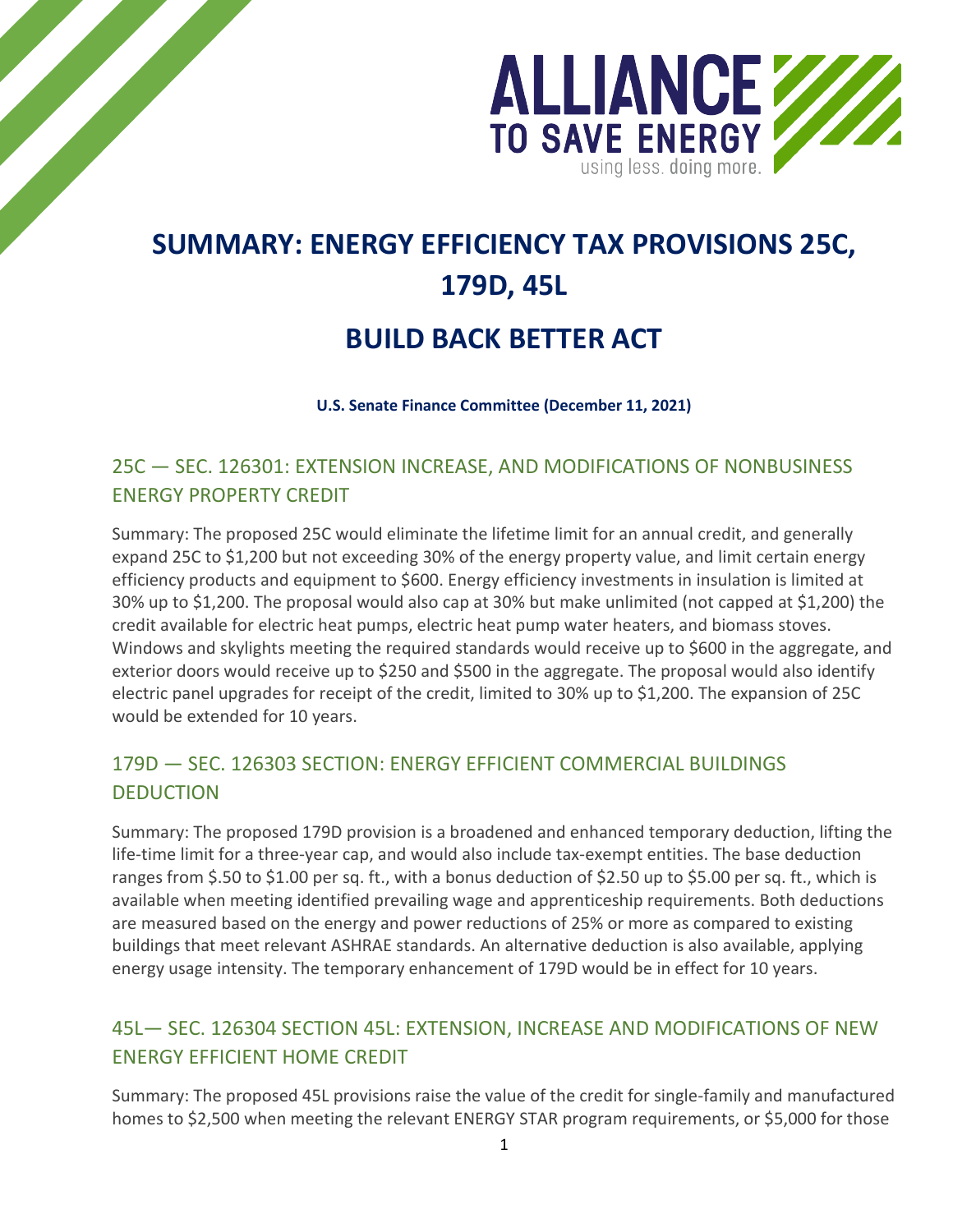# SUMMARY: ENERGY EFFICIENCY TAX PROVISIONS 25C, 179D, 45L

# BUILD BACK BETTER ACT

**U.S. Senate Finance Committee (December 11, 2021)**

## 25C — SEC. 126301: EXTENSION INCREASE, AND MODIFICATIONS OF NONBUSINESS ENERGY PROPERTY CREDIT

Summary: The proposed 25C would eliminate the lifetime limit for an annual credit, and generally expand 25C to $1,200 but not exceeding 30% of the energy property value, and limit certain energy efficiency products and equipment to $600. Energy efficiency investments in insulation is limited at 30% up to $1,200. The proposal would also cap at 30% but make unlimited (not capped at $1,200) the credit available for electric heat pumps, electric heat pump water heaters, and biomass stoves. Windows and skylights meeting the required standards would receive up to $600 in the aggregate, and exterior doors would receive up to $250 and $500 in the aggregate. The proposal would also identify electric panel upgrades for receipt of the credit, limited to 30% up to $1,200. The expansion of 25C would be extended for 10 years.

## 179D — SEC. 126303 SECTION: ENERGY EFFICIENT COMMERCIAL BUILDINGS DEDUCTION

Summary: The proposed 179D provision is a broadened and enhanced temporary deduction, lifting the life-time limit for a three-year cap, and would also include tax-exempt entities. The base deduction ranges from $.50 to $1.00 per sq. ft., with a bonus deduction of $2.50 up to $5.00 per sq. ft., which is available when meeting identified prevailing wage and apprenticeship requirements. Both deductions are measured based on the energy and power reductions of 25% or more as compared to existing buildings that meet relevant ASHRAE standards. An alternative deduction is also available, applying energy usage intensity. The temporary enhancement of 179D would be in effect for 10 years.

## 45L— SEC. 126304 SECTION 45L: EXTENSION, INCREASE AND MODIFICATIONS OF NEW ENERGY EFFICIENT HOME CREDIT

Summary: The proposed 45L provisions raise the value of the credit for single-family and manufactured homes to $2,500 when meeting the relevant ENERGY STAR program requirements, or $5,000 for those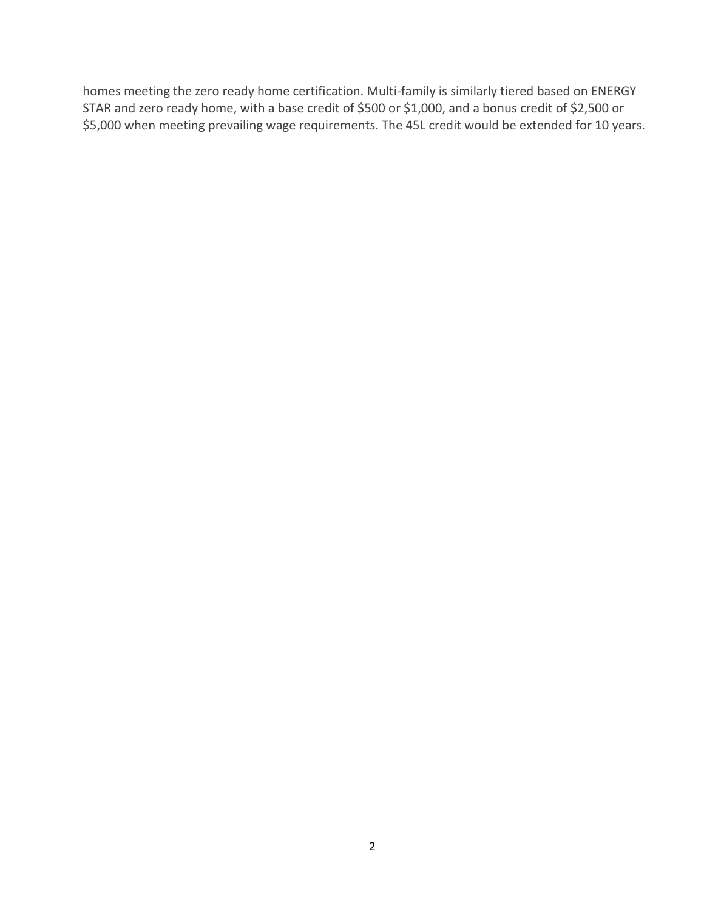homes meeting the zero ready home certification. Multi-family is similarly tiered based on ENERGY STAR and zero ready home, with a base credit of $500 or $1,000, and a bonus credit of $2,500 or $5,000 when meeting prevailing wage requirements. The 45L credit would be extended for 10 years.